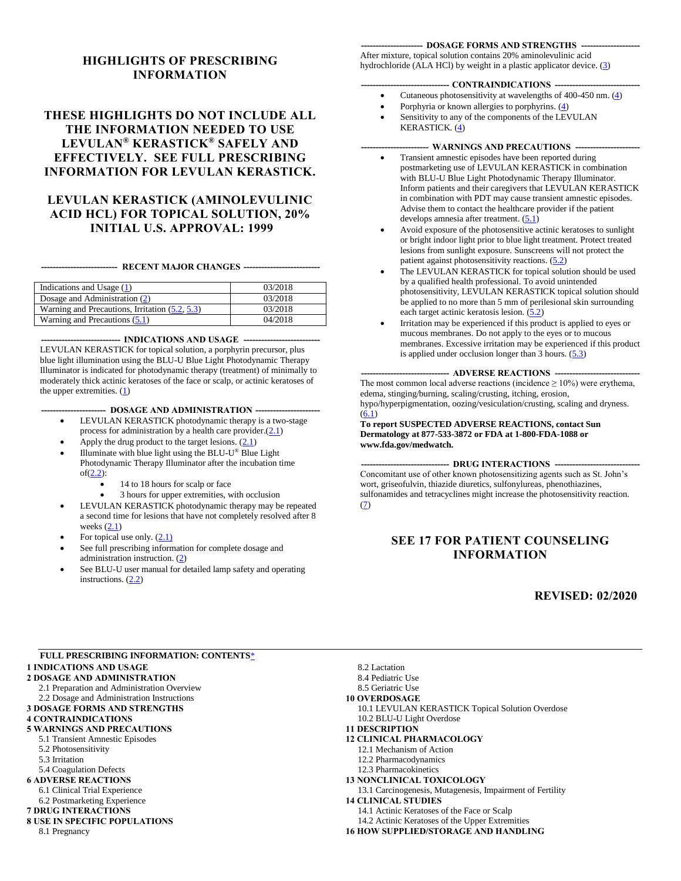# HIGHLIGHTS OF PRESCRIBING INFORMATION

**THESE HIGHLIGHTS DO NOT INCLUDE ALL THE INFORMATION NEEDED TO USE LEVULAN® KERASTICK® SAFELY AND EFFECTIVELY. SEE FULL PRESCRIBING INFORMATION FOR LEVULAN KERASTICK.**

**LEVULAN KERASTICK (AMINOLEVULINIC ACID HCL) FOR TOPICAL SOLUTION, 20%**
**INITIAL U.S. APPROVAL: 1999**

## RECENT MAJOR CHANGES

| | |
|---|---|
| Indications and Usage (1) | 03/2018 |
| Dosage and Administration (2) | 03/2018 |
| Warning and Precautions, Irritation (5.2, 5.3) | 03/2018 |
| Warning and Precautions (5.1) | 04/2018 |

## INDICATIONS AND USAGE

LEVULAN KERASTICK for topical solution, a porphyrin precursor, plus blue light illumination using the BLU-U Blue Light Photodynamic Therapy Illuminator is indicated for photodynamic therapy (treatment) of minimally to moderately thick actinic keratoses of the face or scalp, or actinic keratoses of the upper extremities. (1)

## DOSAGE AND ADMINISTRATION

- LEVULAN KERASTICK photodynamic therapy is a two-stage process for administration by a health care provider.(2.1)
- Apply the drug product to the target lesions. (2.1)
- Illuminate with blue light using the BLU-U® Blue Light Photodynamic Therapy Illuminator after the incubation time of(2.2):
  - 14 to 18 hours for scalp or face
  - 3 hours for upper extremities, with occlusion
- LEVULAN KERASTICK photodynamic therapy may be repeated a second time for lesions that have not completely resolved after 8 weeks (2.1)
- For topical use only. (2.1)
- See full prescribing information for complete dosage and administration instruction. (2)
- See BLU-U user manual for detailed lamp safety and operating instructions. (2.2)

## DOSAGE FORMS AND STRENGTHS

After mixture, topical solution contains 20% aminolevulinic acid hydrochloride (ALA HCl) by weight in a plastic applicator device. (3)

## CONTRAINDICATIONS

- Cutaneous photosensitivity at wavelengths of 400-450 nm. (4)
- Porphyria or known allergies to porphyrins. (4)
- Sensitivity to any of the components of the LEVULAN KERASTICK. (4)

## WARNINGS AND PRECAUTIONS

- Transient amnestic episodes have been reported during postmarketing use of LEVULAN KERASTICK in combination with BLU-U Blue Light Photodynamic Therapy Illuminator. Inform patients and their caregivers that LEVULAN KERASTICK in combination with PDT may cause transient amnestic episodes. Advise them to contact the healthcare provider if the patient develops amnesia after treatment. (5.1)
- Avoid exposure of the photosensitive actinic keratoses to sunlight or bright indoor light prior to blue light treatment. Protect treated lesions from sunlight exposure. Sunscreens will not protect the patient against photosensitivity reactions. (5.2)
- The LEVULAN KERASTICK for topical solution should be used by a qualified health professional. To avoid unintended photosensitivity, LEVULAN KERASTICK topical solution should be applied to no more than 5 mm of perilesional skin surrounding each target actinic keratosis lesion. (5.2)
- Irritation may be experienced if this product is applied to eyes or mucous membranes. Do not apply to the eyes or to mucous membranes. Excessive irritation may be experienced if this product is applied under occlusion longer than 3 hours. (5.3)

## ADVERSE REACTIONS

The most common local adverse reactions (incidence ≥ 10%) were erythema, edema, stinging/burning, scaling/crusting, itching, erosion, hypo/hyperpigmentation, oozing/vesiculation/crusting, scaling and dryness. (6.1)

**To report SUSPECTED ADVERSE REACTIONS, contact Sun Dermatology at 877-533-3872 or FDA at 1-800-FDA-1088 or www.fda.gov/medwatch.**

## DRUG INTERACTIONS

Concomitant use of other known photosensitizing agents such as St. John's wort, griseofulvin, thiazide diuretics, sulfonylureas, phenothiazines, sulfonamides and tetracyclines might increase the photosensitivity reaction. (7)

**SEE 17 FOR PATIENT COUNSELING INFORMATION**

**REVISED: 02/2020**

## FULL PRESCRIBING INFORMATION: CONTENTS*

**1 INDICATIONS AND USAGE**
**2 DOSAGE AND ADMINISTRATION**
- 2.1 Preparation and Administration Overview
- 2.2 Dosage and Administration Instructions

**3 DOSAGE FORMS AND STRENGTHS**
**4 CONTRAINDICATIONS**
**5 WARNINGS AND PRECAUTIONS**
- 5.1 Transient Amnestic Episodes
- 5.2 Photosensitivity
- 5.3 Irritation
- 5.4 Coagulation Defects

**6 ADVERSE REACTIONS**
- 6.1 Clinical Trial Experience
- 6.2 Postmarketing Experience

**7 DRUG INTERACTIONS**
**8 USE IN SPECIFIC POPULATIONS**
- 8.1 Pregnancy
- 8.2 Lactation
- 8.4 Pediatric Use
- 8.5 Geriatric Use

**10 OVERDOSAGE**
- 10.1 LEVULAN KERASTICK Topical Solution Overdose
- 10.2 BLU-U Light Overdose

**11 DESCRIPTION**
**12 CLINICAL PHARMACOLOGY**
- 12.1 Mechanism of Action
- 12.2 Pharmacodynamics
- 12.3 Pharmacokinetics

**13 NONCLINICAL TOXICOLOGY**
- 13.1 Carcinogenesis, Mutagenesis, Impairment of Fertility

**14 CLINICAL STUDIES**
- 14.1 Actinic Keratoses of the Face or Scalp
- 14.2 Actinic Keratoses of the Upper Extremities

**16 HOW SUPPLIED/STORAGE AND HANDLING**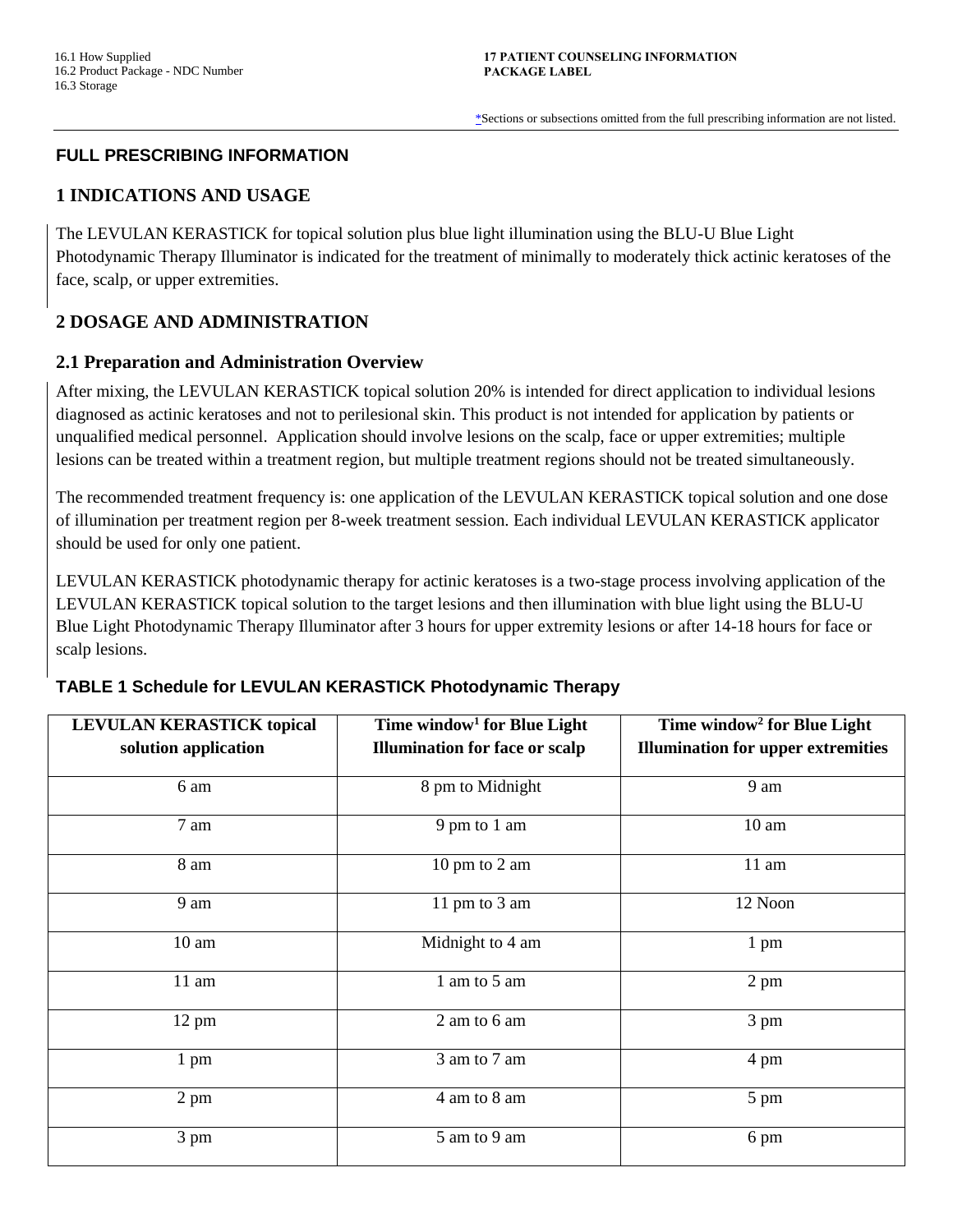16.1 How Supplied
16.2 Product Package - NDC Number
16.3 Storage

**17 PATIENT COUNSELING INFORMATION**
**PACKAGE LABEL**

*Sections or subsections omitted from the full prescribing information are not listed.

## FULL PRESCRIBING INFORMATION

## 1 INDICATIONS AND USAGE

The LEVULAN KERASTICK for topical solution plus blue light illumination using the BLU-U Blue Light Photodynamic Therapy Illuminator is indicated for the treatment of minimally to moderately thick actinic keratoses of the face, scalp, or upper extremities.

## 2 DOSAGE AND ADMINISTRATION

### 2.1 Preparation and Administration Overview

After mixing, the LEVULAN KERASTICK topical solution 20% is intended for direct application to individual lesions diagnosed as actinic keratoses and not to perilesional skin. This product is not intended for application by patients or unqualified medical personnel. Application should involve lesions on the scalp, face or upper extremities; multiple lesions can be treated within a treatment region, but multiple treatment regions should not be treated simultaneously.

The recommended treatment frequency is: one application of the LEVULAN KERASTICK topical solution and one dose of illumination per treatment region per 8-week treatment session. Each individual LEVULAN KERASTICK applicator should be used for only one patient.

LEVULAN KERASTICK photodynamic therapy for actinic keratoses is a two-stage process involving application of the LEVULAN KERASTICK topical solution to the target lesions and then illumination with blue light using the BLU-U Blue Light Photodynamic Therapy Illuminator after 3 hours for upper extremity lesions or after 14-18 hours for face or scalp lesions.

**TABLE 1 Schedule for LEVULAN KERASTICK Photodynamic Therapy**

| LEVULAN KERASTICK topical solution application | Time window[1] for Blue Light Illumination for face or scalp | Time window[2] for Blue Light Illumination for upper extremities |
|---|---|---|
| 6 am | 8 pm to Midnight | 9 am |
| 7 am | 9 pm to 1 am | 10 am |
| 8 am | 10 pm to 2 am | 11 am |
| 9 am | 11 pm to 3 am | 12 Noon |
| 10 am | Midnight to 4 am | 1 pm |
| 11 am | 1 am to 5 am | 2 pm |
| 12 pm | 2 am to 6 am | 3 pm |
| 1 pm | 3 am to 7 am | 4 pm |
| 2 pm | 4 am to 8 am | 5 pm |
| 3 pm | 5 am to 9 am | 6 pm |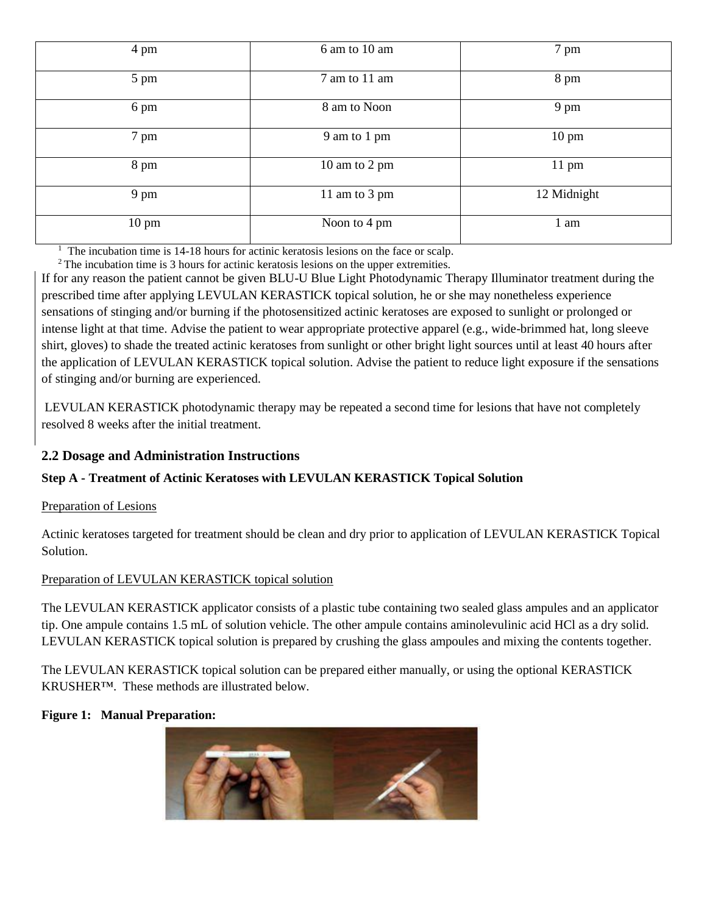| 4 pm | 6 am to 10 am | 7 pm |
|---|---|---|
| 5 pm | 7 am to 11 am | 8 pm |
| 6 pm | 8 am to Noon | 9 pm |
| 7 pm | 9 am to 1 pm | 10 pm |
| 8 pm | 10 am to 2 pm | 11 pm |
| 9 pm | 11 am to 3 pm | 12 Midnight |
| 10 pm | Noon to 4 pm | 1 am |

[1] The incubation time is 14-18 hours for actinic keratosis lesions on the face or scalp.

[2] The incubation time is 3 hours for actinic keratosis lesions on the upper extremities.

If for any reason the patient cannot be given BLU-U Blue Light Photodynamic Therapy Illuminator treatment during the prescribed time after applying LEVULAN KERASTICK topical solution, he or she may nonetheless experience sensations of stinging and/or burning if the photosensitized actinic keratoses are exposed to sunlight or prolonged or intense light at that time. Advise the patient to wear appropriate protective apparel (e.g., wide-brimmed hat, long sleeve shirt, gloves) to shade the treated actinic keratoses from sunlight or other bright light sources until at least 40 hours after the application of LEVULAN KERASTICK topical solution. Advise the patient to reduce light exposure if the sensations of stinging and/or burning are experienced.

LEVULAN KERASTICK photodynamic therapy may be repeated a second time for lesions that have not completely resolved 8 weeks after the initial treatment.

## 2.2 Dosage and Administration Instructions

**Step A - Treatment of Actinic Keratoses with LEVULAN KERASTICK Topical Solution**

Preparation of Lesions

Actinic keratoses targeted for treatment should be clean and dry prior to application of LEVULAN KERASTICK Topical Solution.

Preparation of LEVULAN KERASTICK topical solution

The LEVULAN KERASTICK applicator consists of a plastic tube containing two sealed glass ampules and an applicator tip. One ampule contains 1.5 mL of solution vehicle. The other ampule contains aminolevulinic acid HCl as a dry solid. LEVULAN KERASTICK topical solution is prepared by crushing the glass ampoules and mixing the contents together.

The LEVULAN KERASTICK topical solution can be prepared either manually, or using the optional KERASTICK KRUSHER™. These methods are illustrated below.

**Figure 1: Manual Preparation:**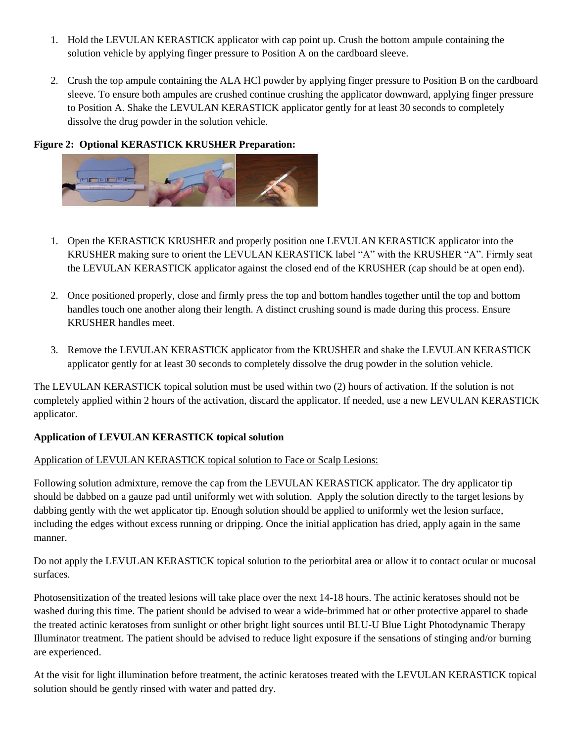1. Hold the LEVULAN KERASTICK applicator with cap point up. Crush the bottom ampule containing the solution vehicle by applying finger pressure to Position A on the cardboard sleeve.

2. Crush the top ampule containing the ALA HCl powder by applying finger pressure to Position B on the cardboard sleeve. To ensure both ampules are crushed continue crushing the applicator downward, applying finger pressure to Position A. Shake the LEVULAN KERASTICK applicator gently for at least 30 seconds to completely dissolve the drug powder in the solution vehicle.

**Figure 2: Optional KERASTICK KRUSHER Preparation:**

1. Open the KERASTICK KRUSHER and properly position one LEVULAN KERASTICK applicator into the KRUSHER making sure to orient the LEVULAN KERASTICK label "A" with the KRUSHER "A". Firmly seat the LEVULAN KERASTICK applicator against the closed end of the KRUSHER (cap should be at open end).

2. Once positioned properly, close and firmly press the top and bottom handles together until the top and bottom handles touch one another along their length. A distinct crushing sound is made during this process. Ensure KRUSHER handles meet.

3. Remove the LEVULAN KERASTICK applicator from the KRUSHER and shake the LEVULAN KERASTICK applicator gently for at least 30 seconds to completely dissolve the drug powder in the solution vehicle.

The LEVULAN KERASTICK topical solution must be used within two (2) hours of activation. If the solution is not completely applied within 2 hours of the activation, discard the applicator. If needed, use a new LEVULAN KERASTICK applicator.

**Application of LEVULAN KERASTICK topical solution**

<u>Application of LEVULAN KERASTICK topical solution to Face or Scalp Lesions:</u>

Following solution admixture, remove the cap from the LEVULAN KERASTICK applicator. The dry applicator tip should be dabbed on a gauze pad until uniformly wet with solution. Apply the solution directly to the target lesions by dabbing gently with the wet applicator tip. Enough solution should be applied to uniformly wet the lesion surface, including the edges without excess running or dripping. Once the initial application has dried, apply again in the same manner.

Do not apply the LEVULAN KERASTICK topical solution to the periorbital area or allow it to contact ocular or mucosal surfaces.

Photosensitization of the treated lesions will take place over the next 14-18 hours. The actinic keratoses should not be washed during this time. The patient should be advised to wear a wide-brimmed hat or other protective apparel to shade the treated actinic keratoses from sunlight or other bright light sources until BLU-U Blue Light Photodynamic Therapy Illuminator treatment. The patient should be advised to reduce light exposure if the sensations of stinging and/or burning are experienced.

At the visit for light illumination before treatment, the actinic keratoses treated with the LEVULAN KERASTICK topical solution should be gently rinsed with water and patted dry.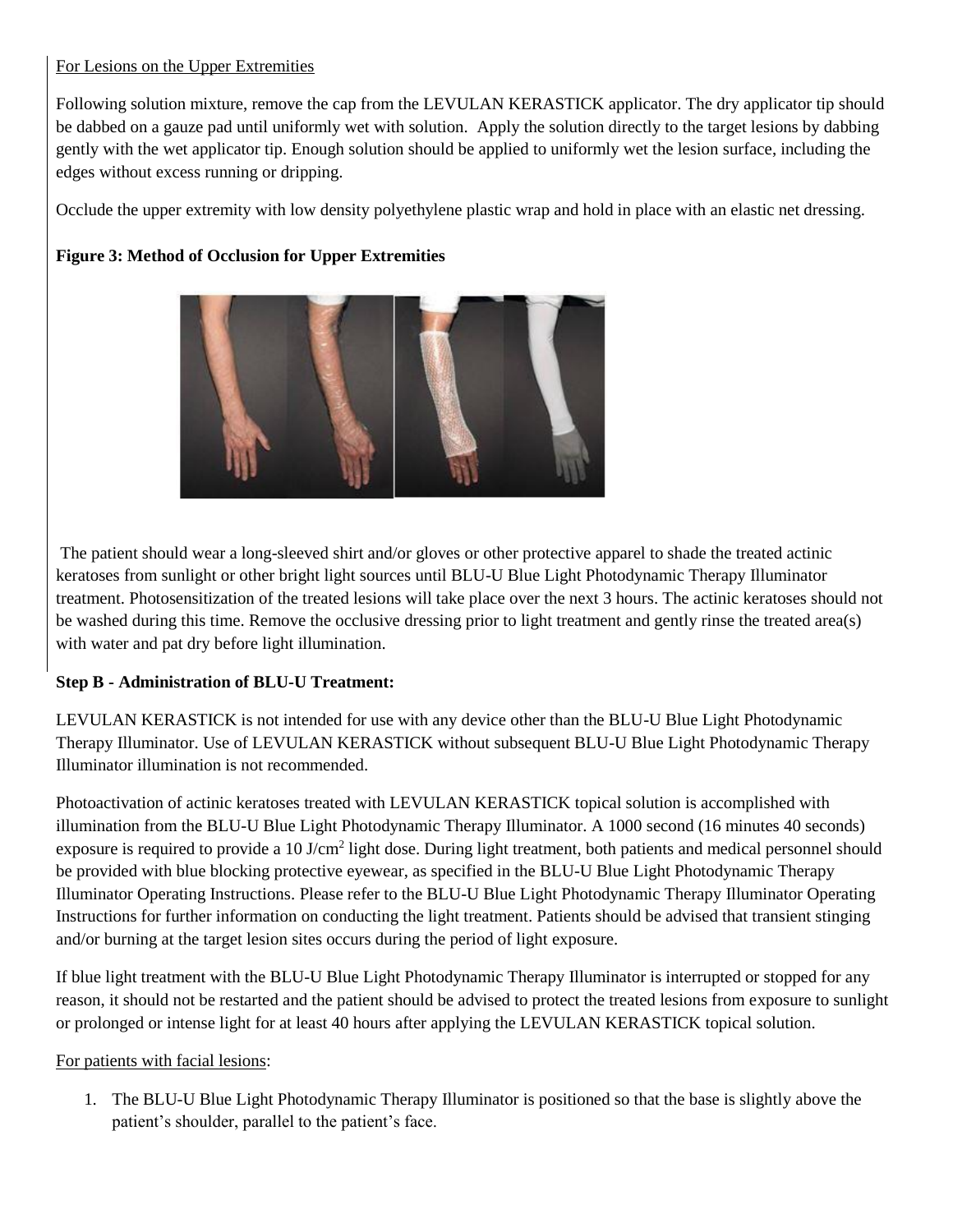For Lesions on the Upper Extremities

Following solution mixture, remove the cap from the LEVULAN KERASTICK applicator. The dry applicator tip should be dabbed on a gauze pad until uniformly wet with solution. Apply the solution directly to the target lesions by dabbing gently with the wet applicator tip. Enough solution should be applied to uniformly wet the lesion surface, including the edges without excess running or dripping.

Occlude the upper extremity with low density polyethylene plastic wrap and hold in place with an elastic net dressing.

**Figure 3: Method of Occlusion for Upper Extremities**

The patient should wear a long-sleeved shirt and/or gloves or other protective apparel to shade the treated actinic keratoses from sunlight or other bright light sources until BLU-U Blue Light Photodynamic Therapy Illuminator treatment. Photosensitization of the treated lesions will take place over the next 3 hours. The actinic keratoses should not be washed during this time. Remove the occlusive dressing prior to light treatment and gently rinse the treated area(s) with water and pat dry before light illumination.

**Step B - Administration of BLU-U Treatment:**

LEVULAN KERASTICK is not intended for use with any device other than the BLU-U Blue Light Photodynamic Therapy Illuminator. Use of LEVULAN KERASTICK without subsequent BLU-U Blue Light Photodynamic Therapy Illuminator illumination is not recommended.

Photoactivation of actinic keratoses treated with LEVULAN KERASTICK topical solution is accomplished with illumination from the BLU-U Blue Light Photodynamic Therapy Illuminator. A 1000 second (16 minutes 40 seconds) exposure is required to provide a 10 $J/cm^2$ light dose. During light treatment, both patients and medical personnel should be provided with blue blocking protective eyewear, as specified in the BLU-U Blue Light Photodynamic Therapy Illuminator Operating Instructions. Please refer to the BLU-U Blue Light Photodynamic Therapy Illuminator Operating Instructions for further information on conducting the light treatment. Patients should be advised that transient stinging and/or burning at the target lesion sites occurs during the period of light exposure.

If blue light treatment with the BLU-U Blue Light Photodynamic Therapy Illuminator is interrupted or stopped for any reason, it should not be restarted and the patient should be advised to protect the treated lesions from exposure to sunlight or prolonged or intense light for at least 40 hours after applying the LEVULAN KERASTICK topical solution.

For patients with facial lesions:

1. The BLU-U Blue Light Photodynamic Therapy Illuminator is positioned so that the base is slightly above the patient's shoulder, parallel to the patient's face.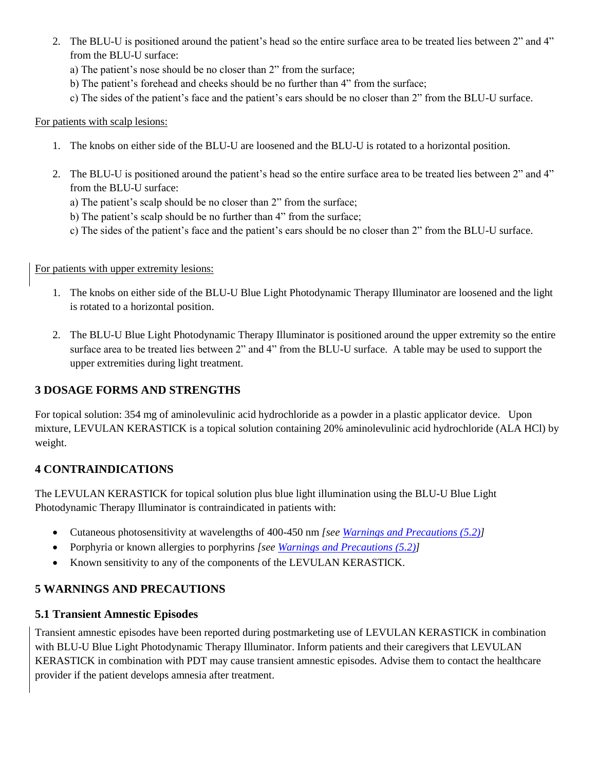2. The BLU-U is positioned around the patient's head so the entire surface area to be treated lies between 2" and 4" from the BLU-U surface:
   a) The patient's nose should be no closer than 2" from the surface;
   b) The patient's forehead and cheeks should be no further than 4" from the surface;
   c) The sides of the patient's face and the patient's ears should be no closer than 2" from the BLU-U surface.

For patients with scalp lesions:

1. The knobs on either side of the BLU-U are loosened and the BLU-U is rotated to a horizontal position.

2. The BLU-U is positioned around the patient's head so the entire surface area to be treated lies between 2" and 4" from the BLU-U surface:
   a) The patient's scalp should be no closer than 2" from the surface;
   b) The patient's scalp should be no further than 4" from the surface;
   c) The sides of the patient's face and the patient's ears should be no closer than 2" from the BLU-U surface.

For patients with upper extremity lesions:

1. The knobs on either side of the BLU-U Blue Light Photodynamic Therapy Illuminator are loosened and the light is rotated to a horizontal position.

2. The BLU-U Blue Light Photodynamic Therapy Illuminator is positioned around the upper extremity so the entire surface area to be treated lies between 2" and 4" from the BLU-U surface. A table may be used to support the upper extremities during light treatment.

## 3 DOSAGE FORMS AND STRENGTHS

For topical solution: 354 mg of aminolevulinic acid hydrochloride as a powder in a plastic applicator device. Upon mixture, LEVULAN KERASTICK is a topical solution containing 20% aminolevulinic acid hydrochloride (ALA HCl) by weight.

## 4 CONTRAINDICATIONS

The LEVULAN KERASTICK for topical solution plus blue light illumination using the BLU-U Blue Light Photodynamic Therapy Illuminator is contraindicated in patients with:

- Cutaneous photosensitivity at wavelengths of 400-450 nm *[see Warnings and Precautions (5.2)]*
- Porphyria or known allergies to porphyrins *[see Warnings and Precautions (5.2)]*
- Known sensitivity to any of the components of the LEVULAN KERASTICK.

## 5 WARNINGS AND PRECAUTIONS

### 5.1 Transient Amnestic Episodes

Transient amnestic episodes have been reported during postmarketing use of LEVULAN KERASTICK in combination with BLU-U Blue Light Photodynamic Therapy Illuminator. Inform patients and their caregivers that LEVULAN KERASTICK in combination with PDT may cause transient amnestic episodes. Advise them to contact the healthcare provider if the patient develops amnesia after treatment.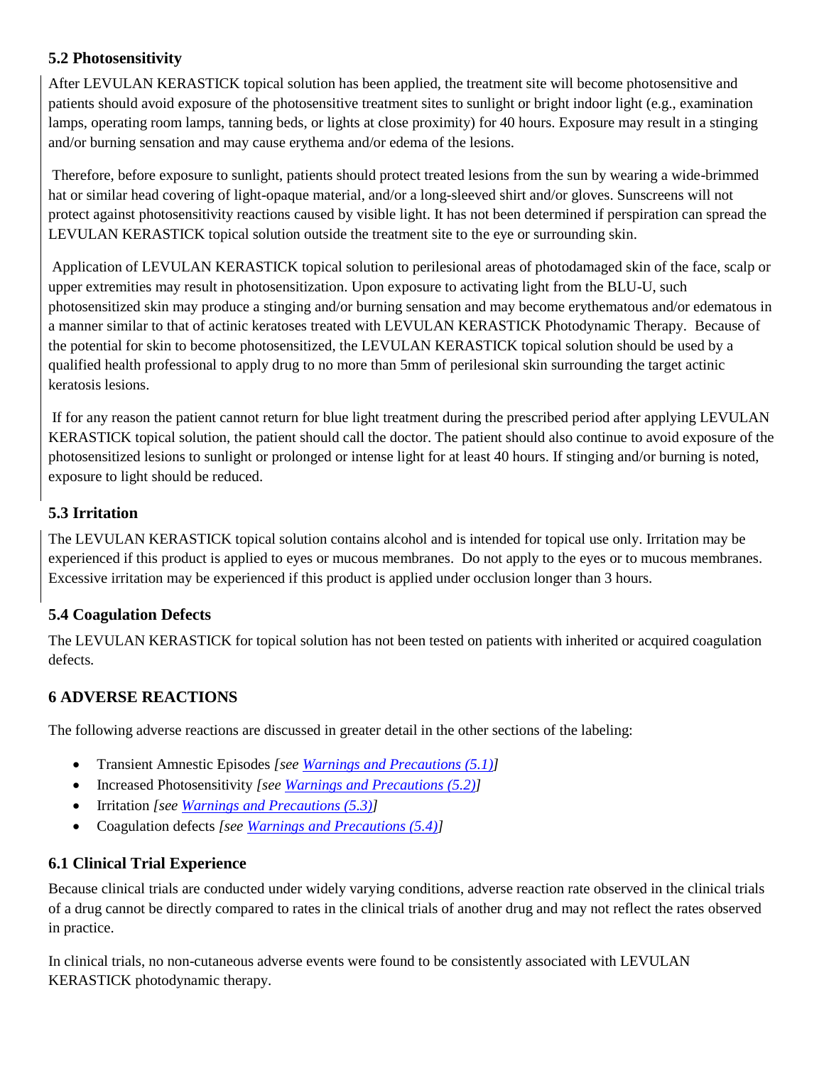### 5.2 Photosensitivity

After LEVULAN KERASTICK topical solution has been applied, the treatment site will become photosensitive and patients should avoid exposure of the photosensitive treatment sites to sunlight or bright indoor light (e.g., examination lamps, operating room lamps, tanning beds, or lights at close proximity) for 40 hours. Exposure may result in a stinging and/or burning sensation and may cause erythema and/or edema of the lesions.

Therefore, before exposure to sunlight, patients should protect treated lesions from the sun by wearing a wide-brimmed hat or similar head covering of light-opaque material, and/or a long-sleeved shirt and/or gloves. Sunscreens will not protect against photosensitivity reactions caused by visible light. It has not been determined if perspiration can spread the LEVULAN KERASTICK topical solution outside the treatment site to the eye or surrounding skin.

Application of LEVULAN KERASTICK topical solution to perilesional areas of photodamaged skin of the face, scalp or upper extremities may result in photosensitization. Upon exposure to activating light from the BLU-U, such photosensitized skin may produce a stinging and/or burning sensation and may become erythematous and/or edematous in a manner similar to that of actinic keratoses treated with LEVULAN KERASTICK Photodynamic Therapy. Because of the potential for skin to become photosensitized, the LEVULAN KERASTICK topical solution should be used by a qualified health professional to apply drug to no more than 5mm of perilesional skin surrounding the target actinic keratosis lesions.

If for any reason the patient cannot return for blue light treatment during the prescribed period after applying LEVULAN KERASTICK topical solution, the patient should call the doctor. The patient should also continue to avoid exposure of the photosensitized lesions to sunlight or prolonged or intense light for at least 40 hours. If stinging and/or burning is noted, exposure to light should be reduced.

### 5.3 Irritation

The LEVULAN KERASTICK topical solution contains alcohol and is intended for topical use only. Irritation may be experienced if this product is applied to eyes or mucous membranes. Do not apply to the eyes or to mucous membranes. Excessive irritation may be experienced if this product is applied under occlusion longer than 3 hours.

### 5.4 Coagulation Defects

The LEVULAN KERASTICK for topical solution has not been tested on patients with inherited or acquired coagulation defects.

## 6 ADVERSE REACTIONS

The following adverse reactions are discussed in greater detail in the other sections of the labeling:

- Transient Amnestic Episodes *[see Warnings and Precautions (5.1)]*
- Increased Photosensitivity *[see Warnings and Precautions (5.2)]*
- Irritation *[see Warnings and Precautions (5.3)]*
- Coagulation defects *[see Warnings and Precautions (5.4)]*

### 6.1 Clinical Trial Experience

Because clinical trials are conducted under widely varying conditions, adverse reaction rate observed in the clinical trials of a drug cannot be directly compared to rates in the clinical trials of another drug and may not reflect the rates observed in practice.

In clinical trials, no non-cutaneous adverse events were found to be consistently associated with LEVULAN KERASTICK photodynamic therapy.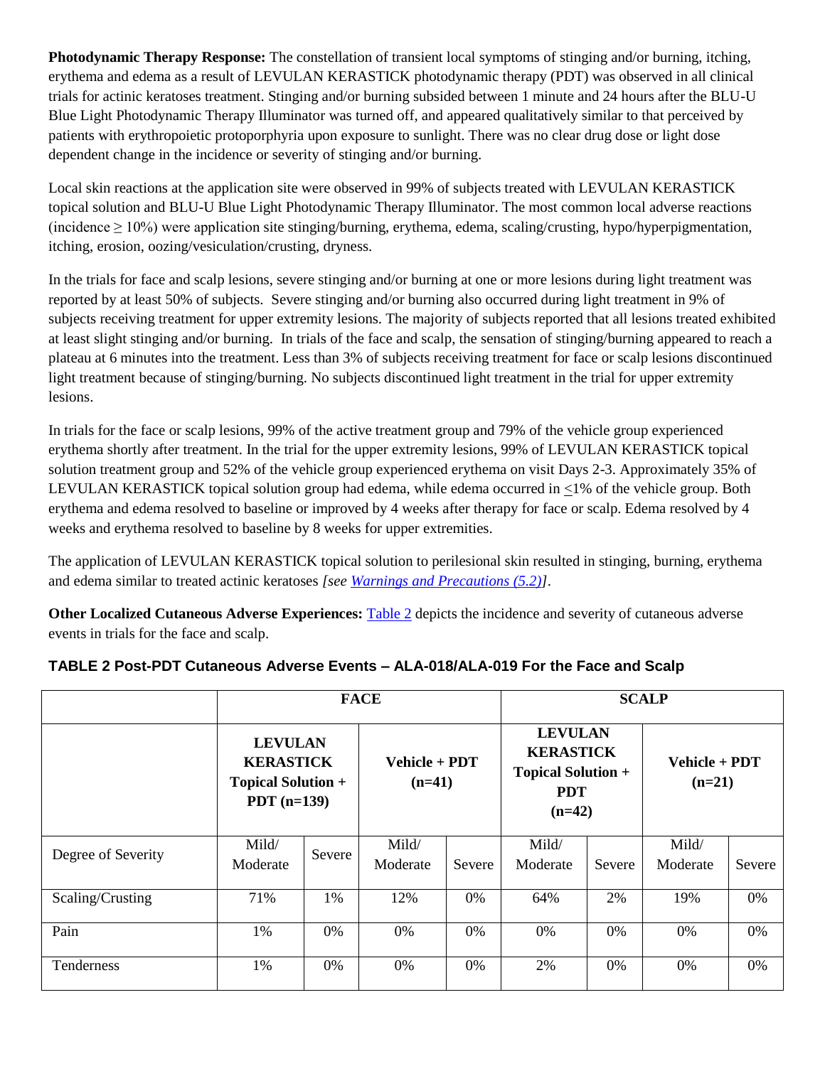**Photodynamic Therapy Response:** The constellation of transient local symptoms of stinging and/or burning, itching, erythema and edema as a result of LEVULAN KERASTICK photodynamic therapy (PDT) was observed in all clinical trials for actinic keratoses treatment. Stinging and/or burning subsided between 1 minute and 24 hours after the BLU-U Blue Light Photodynamic Therapy Illuminator was turned off, and appeared qualitatively similar to that perceived by patients with erythropoietic protoporphyria upon exposure to sunlight. There was no clear drug dose or light dose dependent change in the incidence or severity of stinging and/or burning.

Local skin reactions at the application site were observed in 99% of subjects treated with LEVULAN KERASTICK topical solution and BLU-U Blue Light Photodynamic Therapy Illuminator. The most common local adverse reactions (incidence ≥ 10%) were application site stinging/burning, erythema, edema, scaling/crusting, hypo/hyperpigmentation, itching, erosion, oozing/vesiculation/crusting, dryness.

In the trials for face and scalp lesions, severe stinging and/or burning at one or more lesions during light treatment was reported by at least 50% of subjects. Severe stinging and/or burning also occurred during light treatment in 9% of subjects receiving treatment for upper extremity lesions. The majority of subjects reported that all lesions treated exhibited at least slight stinging and/or burning. In trials of the face and scalp, the sensation of stinging/burning appeared to reach a plateau at 6 minutes into the treatment. Less than 3% of subjects receiving treatment for face or scalp lesions discontinued light treatment because of stinging/burning. No subjects discontinued light treatment in the trial for upper extremity lesions.

In trials for the face or scalp lesions, 99% of the active treatment group and 79% of the vehicle group experienced erythema shortly after treatment. In the trial for the upper extremity lesions, 99% of LEVULAN KERASTICK topical solution treatment group and 52% of the vehicle group experienced erythema on visit Days 2-3. Approximately 35% of LEVULAN KERASTICK topical solution group had edema, while edema occurred in ≤1% of the vehicle group. Both erythema and edema resolved to baseline or improved by 4 weeks after therapy for face or scalp. Edema resolved by 4 weeks and erythema resolved to baseline by 8 weeks for upper extremities.

The application of LEVULAN KERASTICK topical solution to perilesional skin resulted in stinging, burning, erythema and edema similar to treated actinic keratoses *[see Warnings and Precautions (5.2)]*.

**Other Localized Cutaneous Adverse Experiences:** Table 2 depicts the incidence and severity of cutaneous adverse events in trials for the face and scalp.

**TABLE 2 Post-PDT Cutaneous Adverse Events – ALA-018/ALA-019 For the Face and Scalp**

| | FACE | | | | SCALP | | | |
|---|---|---|---|---|---|---|---|---|
| | LEVULAN KERASTICK Topical Solution + PDT (n=139) | | Vehicle + PDT (n=41) | | LEVULAN KERASTICK Topical Solution + PDT (n=42) | | Vehicle + PDT (n=21) | |
| Degree of Severity | Mild/ Moderate | Severe | Mild/ Moderate | Severe | Mild/ Moderate | Severe | Mild/ Moderate | Severe |
| Scaling/Crusting | 71% | 1% | 12% | 0% | 64% | 2% | 19% | 0% |
| Pain | 1% | 0% | 0% | 0% | 0% | 0% | 0% | 0% |
| Tenderness | 1% | 0% | 0% | 0% | 2% | 0% | 0% | 0% |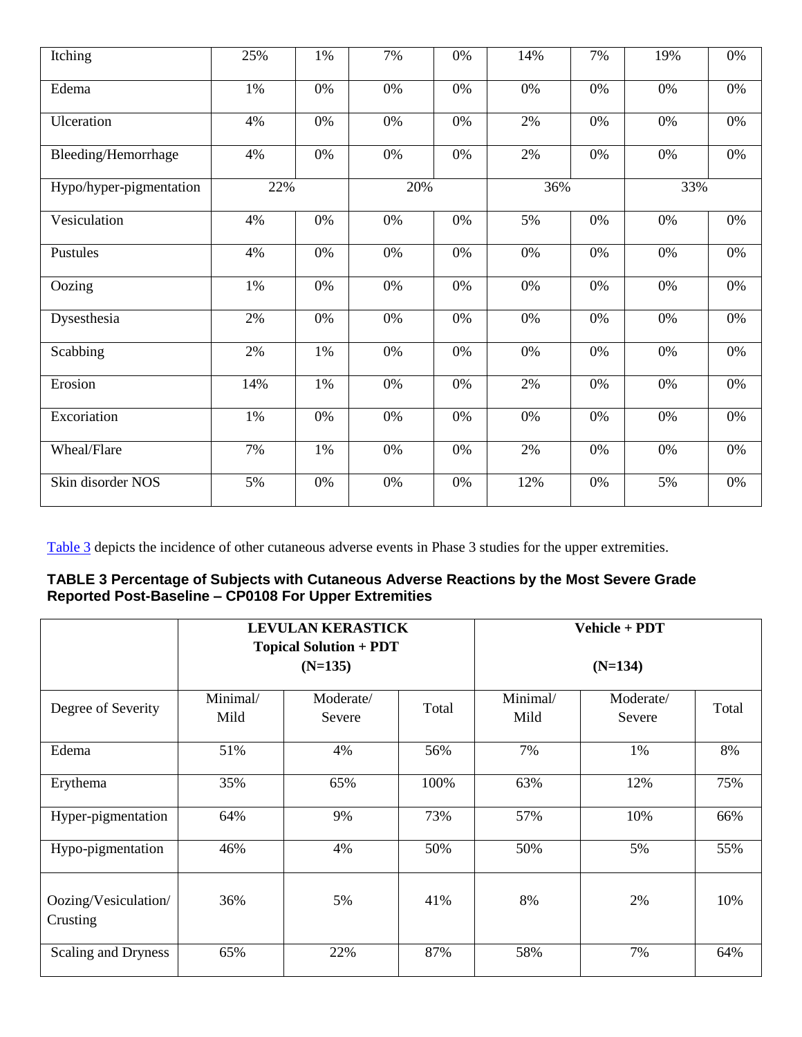| Itching | 25% | 1% | 7% | 0% | 14% | 7% | 19% | 0% |
|---|---|---|---|---|---|---|---|---|
| Edema | 1% | 0% | 0% | 0% | 0% | 0% | 0% | 0% |
| Ulceration | 4% | 0% | 0% | 0% | 2% | 0% | 0% | 0% |
| Bleeding/Hemorrhage | 4% | 0% | 0% | 0% | 2% | 0% | 0% | 0% |
| Hypo/hyper-pigmentation | 22% | | 20% | | 36% | | 33% | |
| Vesiculation | 4% | 0% | 0% | 0% | 5% | 0% | 0% | 0% |
| Pustules | 4% | 0% | 0% | 0% | 0% | 0% | 0% | 0% |
| Oozing | 1% | 0% | 0% | 0% | 0% | 0% | 0% | 0% |
| Dysesthesia | 2% | 0% | 0% | 0% | 0% | 0% | 0% | 0% |
| Scabbing | 2% | 1% | 0% | 0% | 0% | 0% | 0% | 0% |
| Erosion | 14% | 1% | 0% | 0% | 2% | 0% | 0% | 0% |
| Excoriation | 1% | 0% | 0% | 0% | 0% | 0% | 0% | 0% |
| Wheal/Flare | 7% | 1% | 0% | 0% | 2% | 0% | 0% | 0% |
| Skin disorder NOS | 5% | 0% | 0% | 0% | 12% | 0% | 5% | 0% |

Table 3 depicts the incidence of other cutaneous adverse events in Phase 3 studies for the upper extremities.

**TABLE 3 Percentage of Subjects with Cutaneous Adverse Reactions by the Most Severe Grade Reported Post-Baseline – CP0108 For Upper Extremities**

| | **LEVULAN KERASTICK Topical Solution + PDT (N=135)** | | | **Vehicle + PDT (N=134)** | | |
|---|---|---|---|---|---|---|
| Degree of Severity | Minimal/ Mild | Moderate/ Severe | Total | Minimal/ Mild | Moderate/ Severe | Total |
| Edema | 51% | 4% | 56% | 7% | 1% | 8% |
| Erythema | 35% | 65% | 100% | 63% | 12% | 75% |
| Hyper-pigmentation | 64% | 9% | 73% | 57% | 10% | 66% |
| Hypo-pigmentation | 46% | 4% | 50% | 50% | 5% | 55% |
| Oozing/Vesiculation/ Crusting | 36% | 5% | 41% | 8% | 2% | 10% |
| Scaling and Dryness | 65% | 22% | 87% | 58% | 7% | 64% |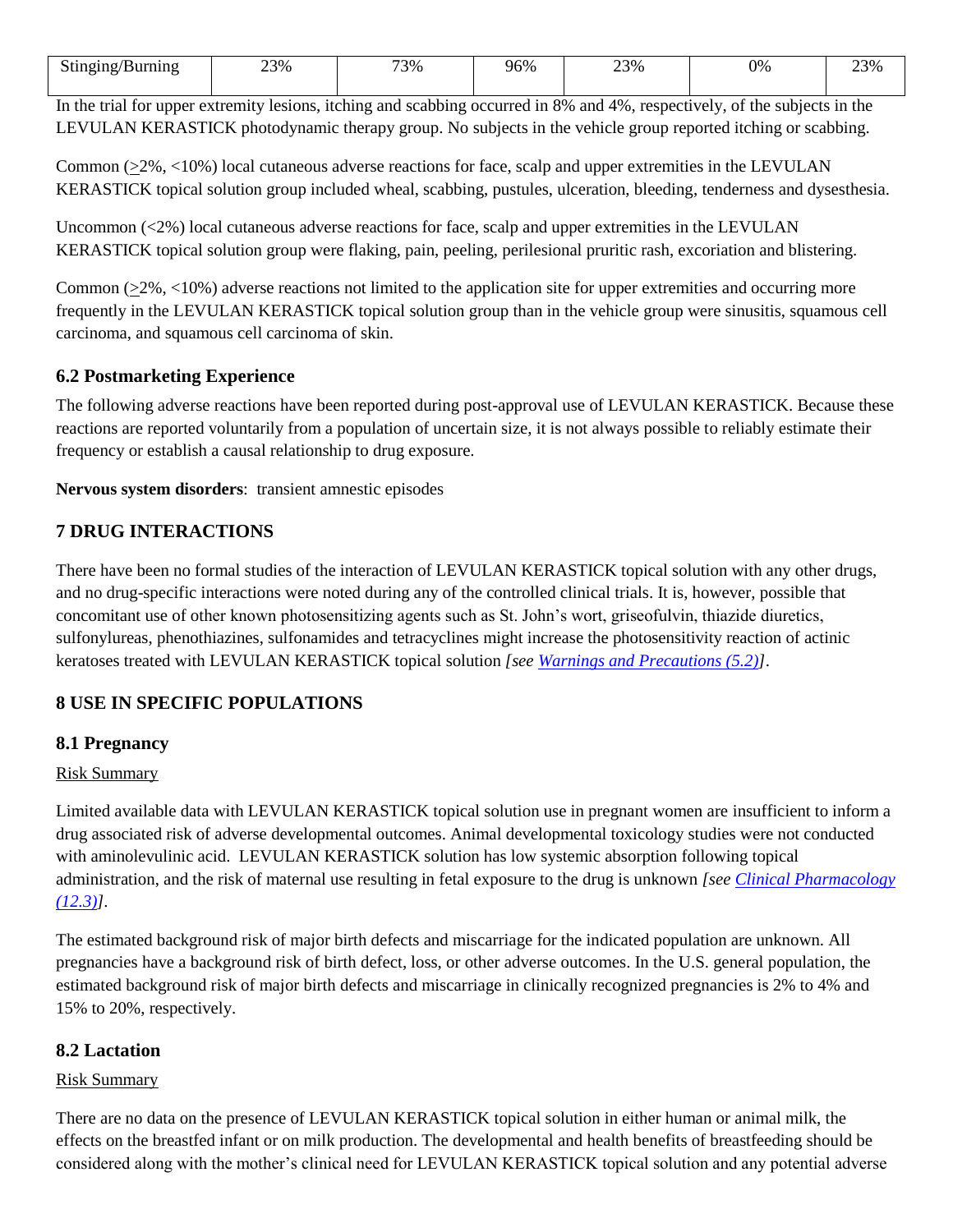| Stinging/Burning | 23% | 73% | 96% | 23% | 0% | 23% |
|---|---|---|---|---|---|---|

In the trial for upper extremity lesions, itching and scabbing occurred in 8% and 4%, respectively, of the subjects in the LEVULAN KERASTICK photodynamic therapy group. No subjects in the vehicle group reported itching or scabbing.

Common (≥2%, <10%) local cutaneous adverse reactions for face, scalp and upper extremities in the LEVULAN KERASTICK topical solution group included wheal, scabbing, pustules, ulceration, bleeding, tenderness and dysesthesia.

Uncommon (<2%) local cutaneous adverse reactions for face, scalp and upper extremities in the LEVULAN KERASTICK topical solution group were flaking, pain, peeling, perilesional pruritic rash, excoriation and blistering.

Common (≥2%, <10%) adverse reactions not limited to the application site for upper extremities and occurring more frequently in the LEVULAN KERASTICK topical solution group than in the vehicle group were sinusitis, squamous cell carcinoma, and squamous cell carcinoma of skin.

### 6.2 Postmarketing Experience

The following adverse reactions have been reported during post-approval use of LEVULAN KERASTICK. Because these reactions are reported voluntarily from a population of uncertain size, it is not always possible to reliably estimate their frequency or establish a causal relationship to drug exposure.

**Nervous system disorders**: transient amnestic episodes

## 7 DRUG INTERACTIONS

There have been no formal studies of the interaction of LEVULAN KERASTICK topical solution with any other drugs, and no drug-specific interactions were noted during any of the controlled clinical trials. It is, however, possible that concomitant use of other known photosensitizing agents such as St. John's wort, griseofulvin, thiazide diuretics, sulfonylureas, phenothiazines, sulfonamides and tetracyclines might increase the photosensitivity reaction of actinic keratoses treated with LEVULAN KERASTICK topical solution *[see Warnings and Precautions (5.2)]*.

## 8 USE IN SPECIFIC POPULATIONS

### 8.1 Pregnancy

Risk Summary

Limited available data with LEVULAN KERASTICK topical solution use in pregnant women are insufficient to inform a drug associated risk of adverse developmental outcomes. Animal developmental toxicology studies were not conducted with aminolevulinic acid. LEVULAN KERASTICK solution has low systemic absorption following topical administration, and the risk of maternal use resulting in fetal exposure to the drug is unknown *[see Clinical Pharmacology (12.3)]*.

The estimated background risk of major birth defects and miscarriage for the indicated population are unknown. All pregnancies have a background risk of birth defect, loss, or other adverse outcomes. In the U.S. general population, the estimated background risk of major birth defects and miscarriage in clinically recognized pregnancies is 2% to 4% and 15% to 20%, respectively.

### 8.2 Lactation

Risk Summary

There are no data on the presence of LEVULAN KERASTICK topical solution in either human or animal milk, the effects on the breastfed infant or on milk production. The developmental and health benefits of breastfeeding should be considered along with the mother's clinical need for LEVULAN KERASTICK topical solution and any potential adverse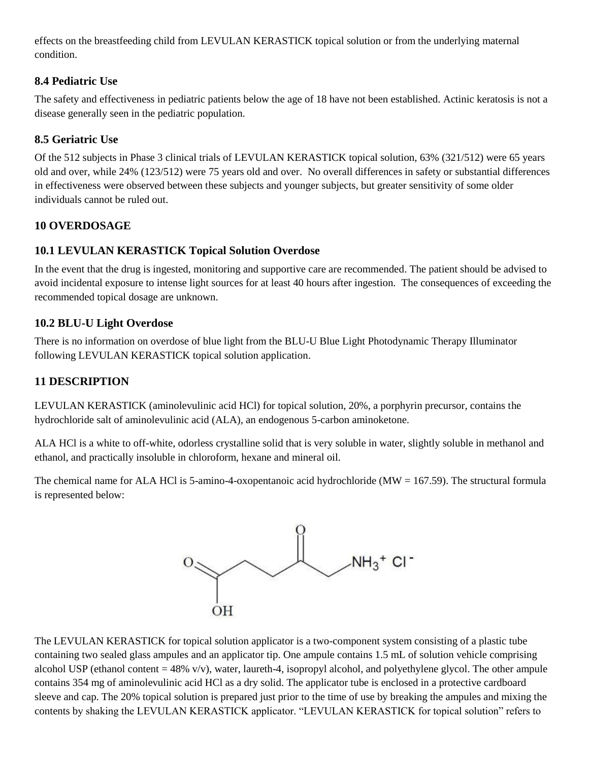effects on the breastfeeding child from LEVULAN KERASTICK topical solution or from the underlying maternal condition.

### 8.4 Pediatric Use

The safety and effectiveness in pediatric patients below the age of 18 have not been established. Actinic keratosis is not a disease generally seen in the pediatric population.

### 8.5 Geriatric Use

Of the 512 subjects in Phase 3 clinical trials of LEVULAN KERASTICK topical solution, 63% (321/512) were 65 years old and over, while 24% (123/512) were 75 years old and over. No overall differences in safety or substantial differences in effectiveness were observed between these subjects and younger subjects, but greater sensitivity of some older individuals cannot be ruled out.

## 10 OVERDOSAGE

### 10.1 LEVULAN KERASTICK Topical Solution Overdose

In the event that the drug is ingested, monitoring and supportive care are recommended. The patient should be advised to avoid incidental exposure to intense light sources for at least 40 hours after ingestion. The consequences of exceeding the recommended topical dosage are unknown.

### 10.2 BLU-U Light Overdose

There is no information on overdose of blue light from the BLU-U Blue Light Photodynamic Therapy Illuminator following LEVULAN KERASTICK topical solution application.

## 11 DESCRIPTION

LEVULAN KERASTICK (aminolevulinic acid HCl) for topical solution, 20%, a porphyrin precursor, contains the hydrochloride salt of aminolevulinic acid (ALA), an endogenous 5-carbon aminoketone.

ALA HCl is a white to off-white, odorless crystalline solid that is very soluble in water, slightly soluble in methanol and ethanol, and practically insoluble in chloroform, hexane and mineral oil.

The chemical name for ALA HCl is 5-amino-4-oxopentanoic acid hydrochloride (MW = 167.59). The structural formula is represented below:

$HOOC-CH_2-CH_2-C(=O)-CH_2-NH_3^+ \ Cl^-$

The LEVULAN KERASTICK for topical solution applicator is a two-component system consisting of a plastic tube containing two sealed glass ampules and an applicator tip. One ampule contains 1.5 mL of solution vehicle comprising alcohol USP (ethanol content = 48% v/v), water, laureth-4, isopropyl alcohol, and polyethylene glycol. The other ampule contains 354 mg of aminolevulinic acid HCl as a dry solid. The applicator tube is enclosed in a protective cardboard sleeve and cap. The 20% topical solution is prepared just prior to the time of use by breaking the ampules and mixing the contents by shaking the LEVULAN KERASTICK applicator. "LEVULAN KERASTICK for topical solution" refers to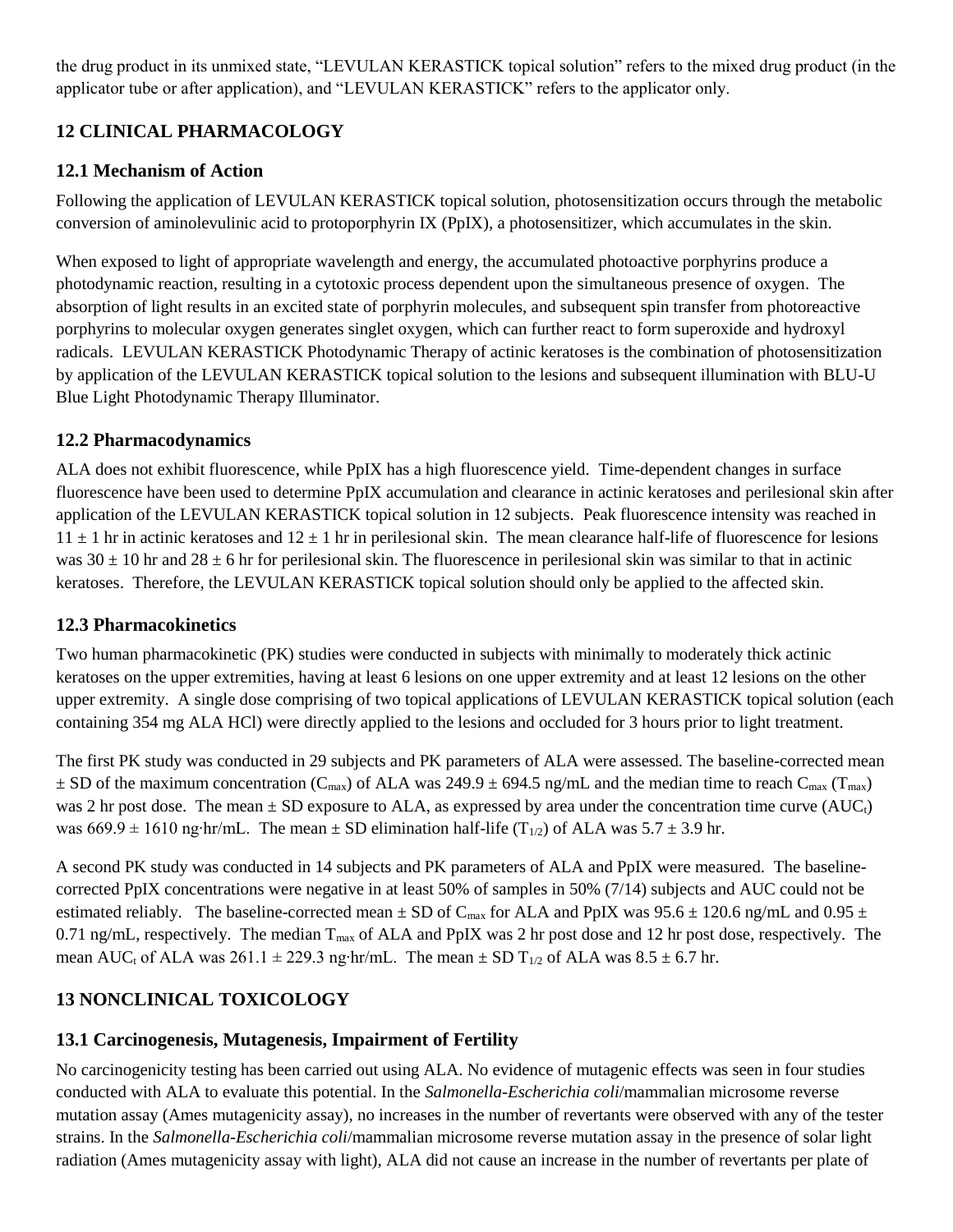the drug product in its unmixed state, "LEVULAN KERASTICK topical solution" refers to the mixed drug product (in the applicator tube or after application), and "LEVULAN KERASTICK" refers to the applicator only.

## 12 CLINICAL PHARMACOLOGY

### 12.1 Mechanism of Action

Following the application of LEVULAN KERASTICK topical solution, photosensitization occurs through the metabolic conversion of aminolevulinic acid to protoporphyrin IX (PpIX), a photosensitizer, which accumulates in the skin.

When exposed to light of appropriate wavelength and energy, the accumulated photoactive porphyrins produce a photodynamic reaction, resulting in a cytotoxic process dependent upon the simultaneous presence of oxygen. The absorption of light results in an excited state of porphyrin molecules, and subsequent spin transfer from photoreactive porphyrins to molecular oxygen generates singlet oxygen, which can further react to form superoxide and hydroxyl radicals. LEVULAN KERASTICK Photodynamic Therapy of actinic keratoses is the combination of photosensitization by application of the LEVULAN KERASTICK topical solution to the lesions and subsequent illumination with BLU-U Blue Light Photodynamic Therapy Illuminator.

### 12.2 Pharmacodynamics

ALA does not exhibit fluorescence, while PpIX has a high fluorescence yield. Time-dependent changes in surface fluorescence have been used to determine PpIX accumulation and clearance in actinic keratoses and perilesional skin after application of the LEVULAN KERASTICK topical solution in 12 subjects. Peak fluorescence intensity was reached in $11 \pm 1$ hr in actinic keratoses and $12 \pm 1$ hr in perilesional skin. The mean clearance half-life of fluorescence for lesions was $30 \pm 10$ hr and $28 \pm 6$ hr for perilesional skin. The fluorescence in perilesional skin was similar to that in actinic keratoses. Therefore, the LEVULAN KERASTICK topical solution should only be applied to the affected skin.

### 12.3 Pharmacokinetics

Two human pharmacokinetic (PK) studies were conducted in subjects with minimally to moderately thick actinic keratoses on the upper extremities, having at least 6 lesions on one upper extremity and at least 12 lesions on the other upper extremity. A single dose comprising of two topical applications of LEVULAN KERASTICK topical solution (each containing 354 mg ALA HCl) were directly applied to the lesions and occluded for 3 hours prior to light treatment.

The first PK study was conducted in 29 subjects and PK parameters of ALA were assessed. The baseline-corrected mean $\pm$ SD of the maximum concentration ($C_{max}$) of ALA was $249.9 \pm 694.5$ ng/mL and the median time to reach $C_{max}$ ($T_{max}$) was 2 hr post dose. The mean $\pm$ SD exposure to ALA, as expressed by area under the concentration time curve ($AUC_t$) was $669.9 \pm 1610$ ng·hr/mL. The mean $\pm$ SD elimination half-life ($T_{1/2}$) of ALA was $5.7 \pm 3.9$ hr.

A second PK study was conducted in 14 subjects and PK parameters of ALA and PpIX were measured. The baseline-corrected PpIX concentrations were negative in at least 50% of samples in 50% (7/14) subjects and AUC could not be estimated reliably. The baseline-corrected mean $\pm$ SD of $C_{max}$ for ALA and PpIX was $95.6 \pm 120.6$ ng/mL and $0.95 \pm 0.71$ ng/mL, respectively. The median $T_{max}$ of ALA and PpIX was 2 hr post dose and 12 hr post dose, respectively. The mean $AUC_t$ of ALA was $261.1 \pm 229.3$ ng·hr/mL. The mean $\pm$ SD $T_{1/2}$ of ALA was $8.5 \pm 6.7$ hr.

## 13 NONCLINICAL TOXICOLOGY

### 13.1 Carcinogenesis, Mutagenesis, Impairment of Fertility

No carcinogenicity testing has been carried out using ALA. No evidence of mutagenic effects was seen in four studies conducted with ALA to evaluate this potential. In the *Salmonella-Escherichia coli*/mammalian microsome reverse mutation assay (Ames mutagenicity assay), no increases in the number of revertants were observed with any of the tester strains. In the *Salmonella-Escherichia coli*/mammalian microsome reverse mutation assay in the presence of solar light radiation (Ames mutagenicity assay with light), ALA did not cause an increase in the number of revertants per plate of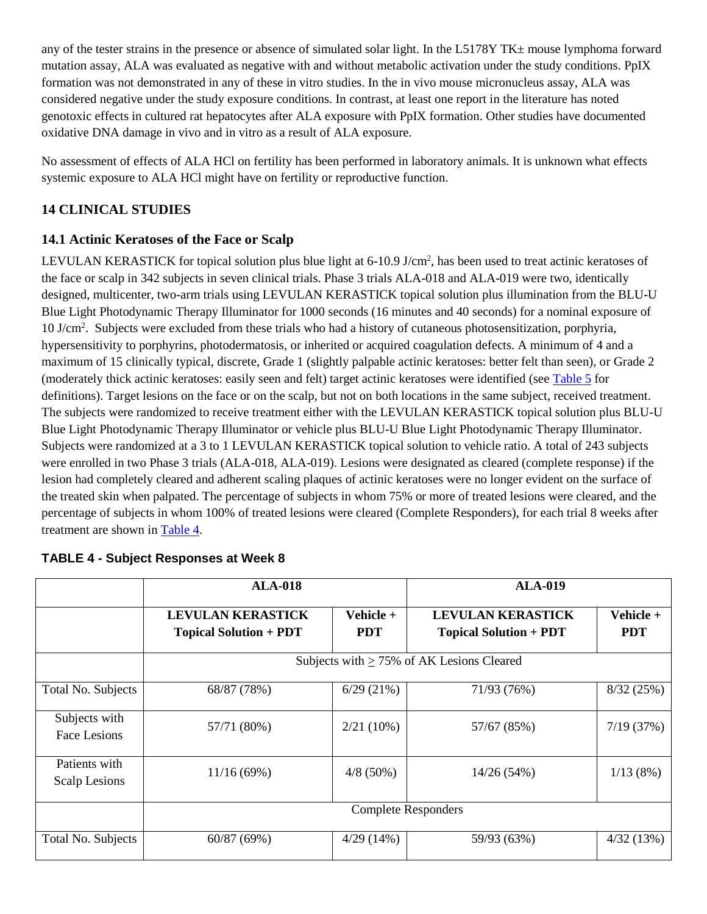any of the tester strains in the presence or absence of simulated solar light. In the L5178Y TK± mouse lymphoma forward mutation assay, ALA was evaluated as negative with and without metabolic activation under the study conditions. PpIX formation was not demonstrated in any of these in vitro studies. In the in vivo mouse micronucleus assay, ALA was considered negative under the study exposure conditions. In contrast, at least one report in the literature has noted genotoxic effects in cultured rat hepatocytes after ALA exposure with PpIX formation. Other studies have documented oxidative DNA damage in vivo and in vitro as a result of ALA exposure.

No assessment of effects of ALA HCl on fertility has been performed in laboratory animals. It is unknown what effects systemic exposure to ALA HCl might have on fertility or reproductive function.

## 14 CLINICAL STUDIES

### 14.1 Actinic Keratoses of the Face or Scalp

LEVULAN KERASTICK for topical solution plus blue light at 6-10.9 J/cm$^2$, has been used to treat actinic keratoses of the face or scalp in 342 subjects in seven clinical trials. Phase 3 trials ALA-018 and ALA-019 were two, identically designed, multicenter, two-arm trials using LEVULAN KERASTICK topical solution plus illumination from the BLU-U Blue Light Photodynamic Therapy Illuminator for 1000 seconds (16 minutes and 40 seconds) for a nominal exposure of 10 J/cm$^2$. Subjects were excluded from these trials who had a history of cutaneous photosensitization, porphyria, hypersensitivity to porphyrins, photodermatosis, or inherited or acquired coagulation defects. A minimum of 4 and a maximum of 15 clinically typical, discrete, Grade 1 (slightly palpable actinic keratoses: better felt than seen), or Grade 2 (moderately thick actinic keratoses: easily seen and felt) target actinic keratoses were identified (see Table 5 for definitions). Target lesions on the face or on the scalp, but not on both locations in the same subject, received treatment. The subjects were randomized to receive treatment either with the LEVULAN KERASTICK topical solution plus BLU-U Blue Light Photodynamic Therapy Illuminator or vehicle plus BLU-U Blue Light Photodynamic Therapy Illuminator. Subjects were randomized at a 3 to 1 LEVULAN KERASTICK topical solution to vehicle ratio. A total of 243 subjects were enrolled in two Phase 3 trials (ALA-018, ALA-019). Lesions were designated as cleared (complete response) if the lesion had completely cleared and adherent scaling plaques of actinic keratoses were no longer evident on the surface of the treated skin when palpated. The percentage of subjects in whom 75% or more of treated lesions were cleared, and the percentage of subjects in whom 100% of treated lesions were cleared (Complete Responders), for each trial 8 weeks after treatment are shown in Table 4.

**TABLE 4 - Subject Responses at Week 8**

| | **ALA-018** | | **ALA-019** | |
|---|---|---|---|---|
| | **LEVULAN KERASTICK Topical Solution + PDT** | **Vehicle + PDT** | **LEVULAN KERASTICK Topical Solution + PDT** | **Vehicle + PDT** |
| | Subjects with ≥ 75% of AK Lesions Cleared | | | |
| Total No. Subjects | 68/87 (78%) | 6/29 (21%) | 71/93 (76%) | 8/32 (25%) |
| Subjects with Face Lesions | 57/71 (80%) | 2/21 (10%) | 57/67 (85%) | 7/19 (37%) |
| Patients with Scalp Lesions | 11/16 (69%) | 4/8 (50%) | 14/26 (54%) | 1/13 (8%) |
| | Complete Responders | | | |
| Total No. Subjects | 60/87 (69%) | 4/29 (14%) | 59/93 (63%) | 4/32 (13%) |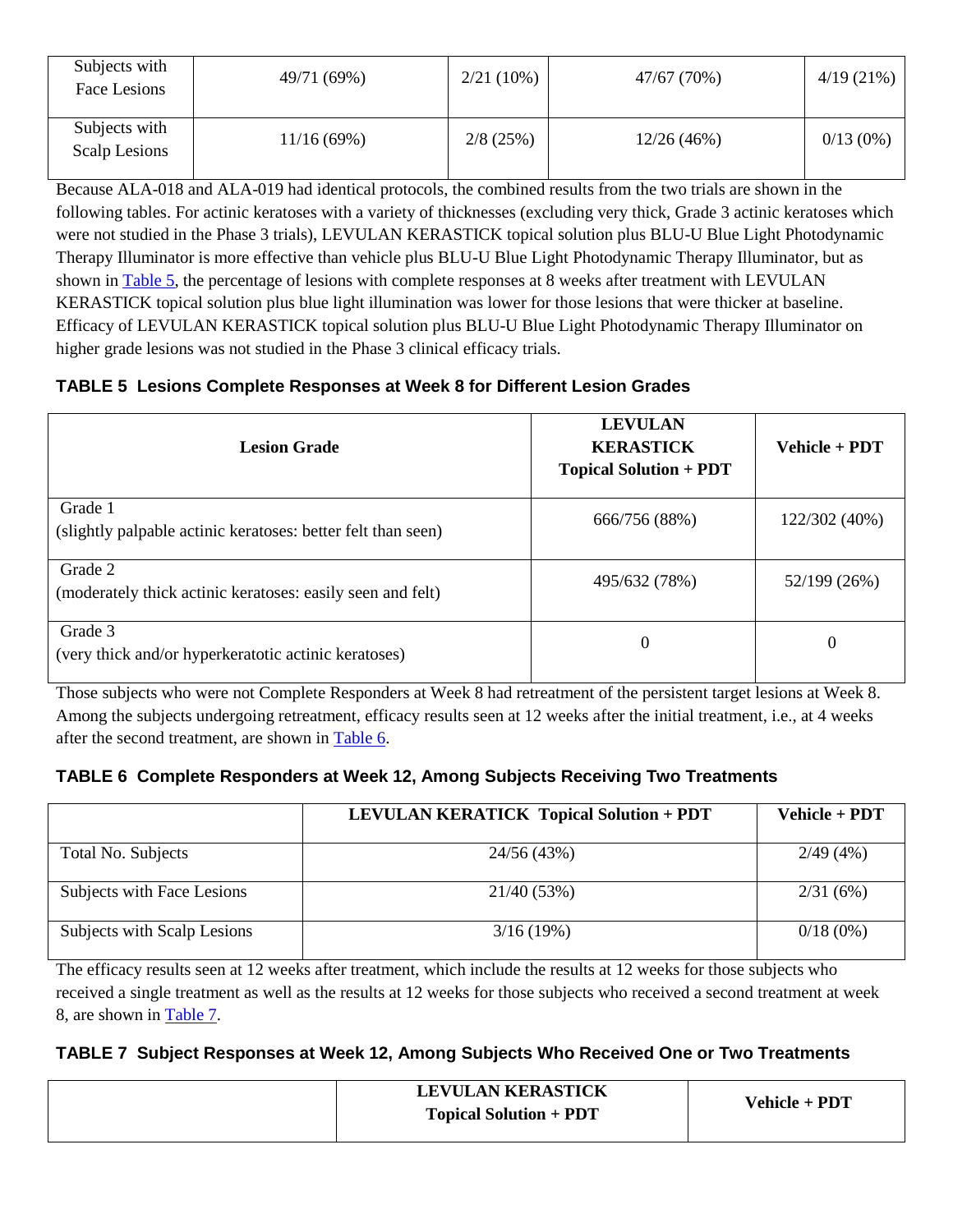| Subjects with Face Lesions | 49/71 (69%) | 2/21 (10%) | 47/67 (70%) | 4/19 (21%) |
|---|---|---|---|---|
| Subjects with Scalp Lesions | 11/16 (69%) | 2/8 (25%) | 12/26 (46%) | 0/13 (0%) |

Because ALA-018 and ALA-019 had identical protocols, the combined results from the two trials are shown in the following tables. For actinic keratoses with a variety of thicknesses (excluding very thick, Grade 3 actinic keratoses which were not studied in the Phase 3 trials), LEVULAN KERASTICK topical solution plus BLU-U Blue Light Photodynamic Therapy Illuminator is more effective than vehicle plus BLU-U Blue Light Photodynamic Therapy Illuminator, but as shown in Table 5, the percentage of lesions with complete responses at 8 weeks after treatment with LEVULAN KERASTICK topical solution plus blue light illumination was lower for those lesions that were thicker at baseline. Efficacy of LEVULAN KERASTICK topical solution plus BLU-U Blue Light Photodynamic Therapy Illuminator on higher grade lesions was not studied in the Phase 3 clinical efficacy trials.

**TABLE 5 Lesions Complete Responses at Week 8 for Different Lesion Grades**

| Lesion Grade | LEVULAN KERASTICK Topical Solution + PDT | Vehicle + PDT |
|---|---|---|
| Grade 1 (slightly palpable actinic keratoses: better felt than seen) | 666/756 (88%) | 122/302 (40%) |
| Grade 2 (moderately thick actinic keratoses: easily seen and felt) | 495/632 (78%) | 52/199 (26%) |
| Grade 3 (very thick and/or hyperkeratotic actinic keratoses) | 0 | 0 |

Those subjects who were not Complete Responders at Week 8 had retreatment of the persistent target lesions at Week 8. Among the subjects undergoing retreatment, efficacy results seen at 12 weeks after the initial treatment, i.e., at 4 weeks after the second treatment, are shown in Table 6.

**TABLE 6 Complete Responders at Week 12, Among Subjects Receiving Two Treatments**

| | LEVULAN KERATICK Topical Solution + PDT | Vehicle + PDT |
|---|---|---|
| Total No. Subjects | 24/56 (43%) | 2/49 (4%) |
| Subjects with Face Lesions | 21/40 (53%) | 2/31 (6%) |
| Subjects with Scalp Lesions | 3/16 (19%) | 0/18 (0%) |

The efficacy results seen at 12 weeks after treatment, which include the results at 12 weeks for those subjects who received a single treatment as well as the results at 12 weeks for those subjects who received a second treatment at week 8, are shown in Table 7.

**TABLE 7 Subject Responses at Week 12, Among Subjects Who Received One or Two Treatments**

| | LEVULAN KERASTICK Topical Solution + PDT | Vehicle + PDT |
|---|---|---|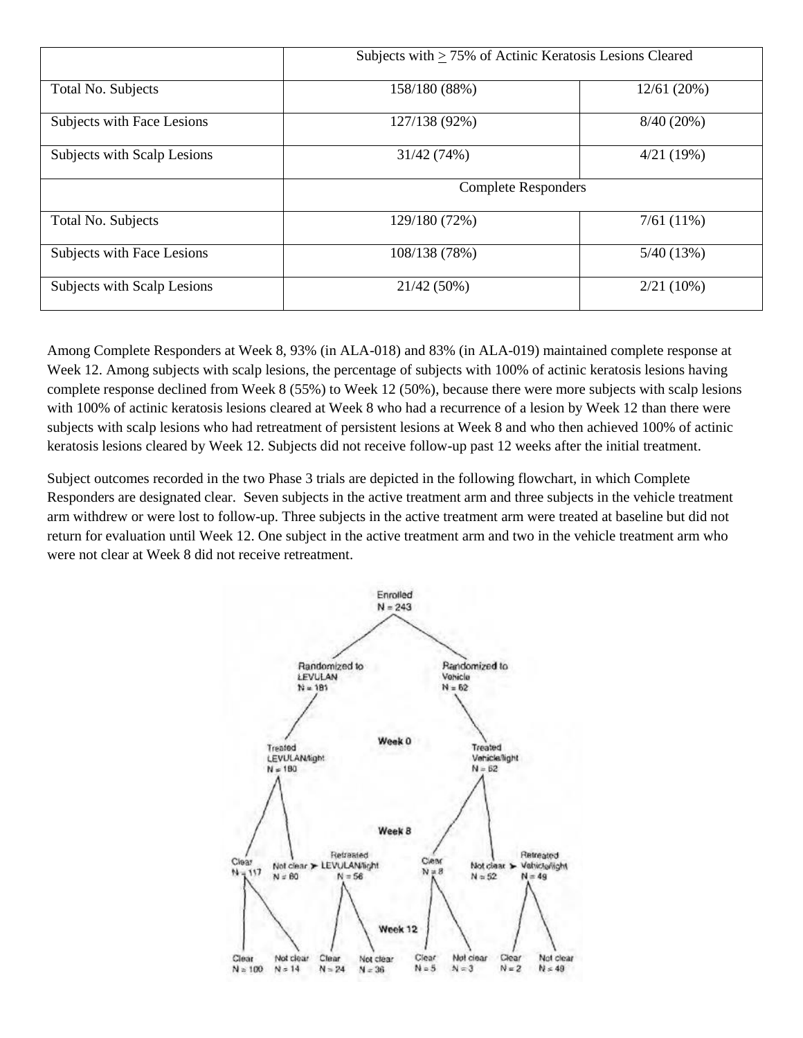| | Subjects with ≥ 75% of Actinic Keratosis Lesions Cleared | |
|---|---|---|
| Total No. Subjects | 158/180 (88%) | 12/61 (20%) |
| Subjects with Face Lesions | 127/138 (92%) | 8/40 (20%) |
| Subjects with Scalp Lesions | 31/42 (74%) | 4/21 (19%) |
| | Complete Responders | |
| Total No. Subjects | 129/180 (72%) | 7/61 (11%) |
| Subjects with Face Lesions | 108/138 (78%) | 5/40 (13%) |
| Subjects with Scalp Lesions | 21/42 (50%) | 2/21 (10%) |

Among Complete Responders at Week 8, 93% (in ALA-018) and 83% (in ALA-019) maintained complete response at Week 12. Among subjects with scalp lesions, the percentage of subjects with 100% of actinic keratosis lesions having complete response declined from Week 8 (55%) to Week 12 (50%), because there were more subjects with scalp lesions with 100% of actinic keratosis lesions cleared at Week 8 who had a recurrence of a lesion by Week 12 than there were subjects with scalp lesions who had retreatment of persistent lesions at Week 8 and who then achieved 100% of actinic keratosis lesions cleared by Week 12. Subjects did not receive follow-up past 12 weeks after the initial treatment.

Subject outcomes recorded in the two Phase 3 trials are depicted in the following flowchart, in which Complete Responders are designated clear. Seven subjects in the active treatment arm and three subjects in the vehicle treatment arm withdrew or were lost to follow-up. Three subjects in the active treatment arm were treated at baseline but did not return for evaluation until Week 12. One subject in the active treatment arm and two in the vehicle treatment arm who were not clear at Week 8 did not receive retreatment.

Enrolled N = 243

- Randomized to LEVULAN N = 181
  - Week 0: Treated LEVULAN/light N = 180
    - Week 8: Clear N = 117
      - Week 12: Clear N = 100; Not clear N = 14
    - Week 8: Not clear N = 60 ➤ Retreated LEVULAN/light N = 56
      - Week 12: Clear N = 24; Not clear N = 36
- Randomized to Vehicle N = 62
  - Week 0: Treated Vehicle/light N = 62
    - Week 8: Clear N = 8
      - Week 12: Clear N = 5; Not clear N = 3
    - Week 8: Not clear N = 52 ➤ Retreated Vehicle/light N = 49
      - Week 12: Clear N = 2; Not clear N = 49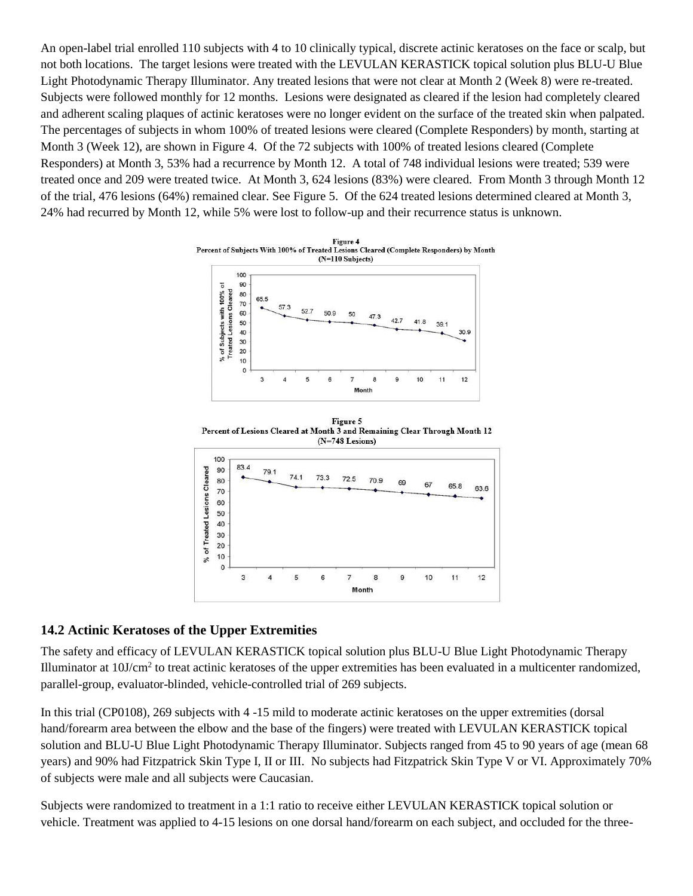An open-label trial enrolled 110 subjects with 4 to 10 clinically typical, discrete actinic keratoses on the face or scalp, but not both locations. The target lesions were treated with the LEVULAN KERASTICK topical solution plus BLU-U Blue Light Photodynamic Therapy Illuminator. Any treated lesions that were not clear at Month 2 (Week 8) were re-treated. Subjects were followed monthly for 12 months. Lesions were designated as cleared if the lesion had completely cleared and adherent scaling plaques of actinic keratoses were no longer evident on the surface of the treated skin when palpated. The percentages of subjects in whom 100% of treated lesions were cleared (Complete Responders) by month, starting at Month 3 (Week 12), are shown in Figure 4. Of the 72 subjects with 100% of treated lesions cleared (Complete Responders) at Month 3, 53% had a recurrence by Month 12. A total of 748 individual lesions were treated; 539 were treated once and 209 were treated twice. At Month 3, 624 lesions (83%) were cleared. From Month 3 through Month 12 of the trial, 476 lesions (64%) remained clear. See Figure 5. Of the 624 treated lesions determined cleared at Month 3, 24% had recurred by Month 12, while 5% were lost to follow-up and their recurrence status is unknown.

**Figure 4**
**Percent of Subjects With 100% of Treated Lesions Cleared (Complete Responders) by Month (N=110 Subjects)**

| Month | 3 | 4 | 5 | 6 | 7 | 8 | 9 | 10 | 11 | 12 |
|---|---|---|---|---|---|---|---|---|---|---|
| % of Subjects with 100% of Treated Lesions Cleared | 65.5 | 57.3 | 52.7 | 50.9 | 50 | 47.3 | 42.7 | 41.8 | 39.1 | 30.9 |

**Figure 5**
**Percent of Lesions Cleared at Month 3 and Remaining Clear Through Month 12 (N=748 Lesions)**

| Month | 3 | 4 | 5 | 6 | 7 | 8 | 9 | 10 | 11 | 12 |
|---|---|---|---|---|---|---|---|---|---|---|
| % of Treated Lesions Cleared | 83.4 | 79.1 | 74.1 | 73.3 | 72.5 | 70.9 | 69 | 67 | 65.8 | 63.6 |

### 14.2 Actinic Keratoses of the Upper Extremities

The safety and efficacy of LEVULAN KERASTICK topical solution plus BLU-U Blue Light Photodynamic Therapy Illuminator at 10J/cm$^2$ to treat actinic keratoses of the upper extremities has been evaluated in a multicenter randomized, parallel-group, evaluator-blinded, vehicle-controlled trial of 269 subjects.

In this trial (CP0108), 269 subjects with 4 -15 mild to moderate actinic keratoses on the upper extremities (dorsal hand/forearm area between the elbow and the base of the fingers) were treated with LEVULAN KERASTICK topical solution and BLU-U Blue Light Photodynamic Therapy Illuminator. Subjects ranged from 45 to 90 years of age (mean 68 years) and 90% had Fitzpatrick Skin Type I, II or III. No subjects had Fitzpatrick Skin Type V or VI. Approximately 70% of subjects were male and all subjects were Caucasian.

Subjects were randomized to treatment in a 1:1 ratio to receive either LEVULAN KERASTICK topical solution or vehicle. Treatment was applied to 4-15 lesions on one dorsal hand/forearm on each subject, and occluded for the three-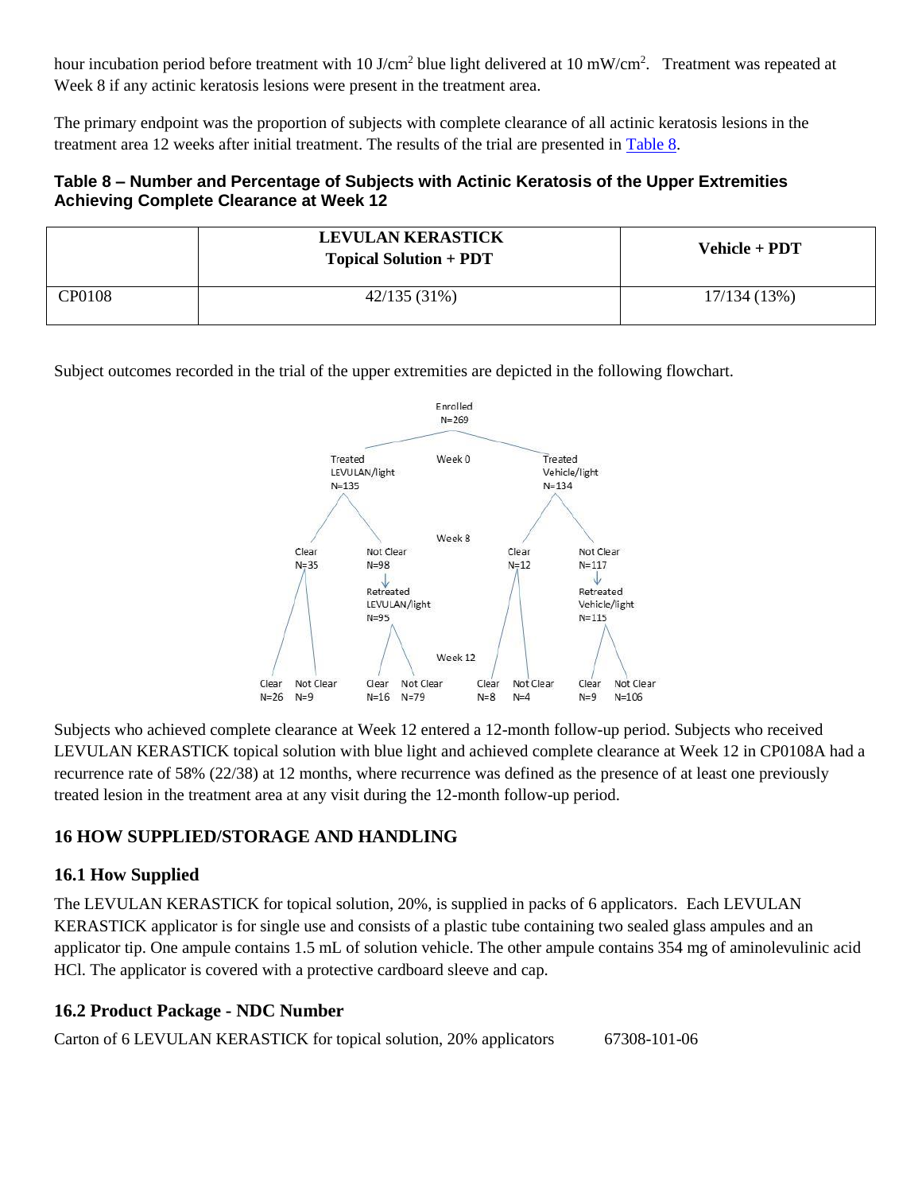hour incubation period before treatment with 10 J/cm$^2$ blue light delivered at 10 mW/cm$^2$. Treatment was repeated at Week 8 if any actinic keratosis lesions were present in the treatment area.

The primary endpoint was the proportion of subjects with complete clearance of all actinic keratosis lesions in the treatment area 12 weeks after initial treatment. The results of the trial are presented in Table 8.

**Table 8 – Number and Percentage of Subjects with Actinic Keratosis of the Upper Extremities Achieving Complete Clearance at Week 12**

| | LEVULAN KERASTICK Topical Solution + PDT | Vehicle + PDT |
|---|---|---|
| CP0108 | 42/135 (31%) | 17/134 (13%) |

Subject outcomes recorded in the trial of the upper extremities are depicted in the following flowchart.

Enrolled N=269

Week 0: Treated LEVULAN/light N=135; Treated Vehicle/light N=134

Week 8:
- LEVULAN/light: Clear N=35; Not Clear N=98 → Retreated LEVULAN/light N=95
- Vehicle/light: Clear N=12; Not Clear N=117 → Retreated Vehicle/light N=115

Week 12:
- LEVULAN/light, Clear at Week 8: Clear N=26; Not Clear N=9
- LEVULAN/light, Retreated: Clear N=16; Not Clear N=79
- Vehicle/light, Clear at Week 8: Clear N=8; Not Clear N=4
- Vehicle/light, Retreated: Clear N=9; Not Clear N=106

Subjects who achieved complete clearance at Week 12 entered a 12-month follow-up period. Subjects who received LEVULAN KERASTICK topical solution with blue light and achieved complete clearance at Week 12 in CP0108A had a recurrence rate of 58% (22/38) at 12 months, where recurrence was defined as the presence of at least one previously treated lesion in the treatment area at any visit during the 12-month follow-up period.

## 16 HOW SUPPLIED/STORAGE AND HANDLING

### 16.1 How Supplied

The LEVULAN KERASTICK for topical solution, 20%, is supplied in packs of 6 applicators. Each LEVULAN KERASTICK applicator is for single use and consists of a plastic tube containing two sealed glass ampules and an applicator tip. One ampule contains 1.5 mL of solution vehicle. The other ampule contains 354 mg of aminolevulinic acid HCl. The applicator is covered with a protective cardboard sleeve and cap.

### 16.2 Product Package - NDC Number

Carton of 6 LEVULAN KERASTICK for topical solution, 20% applicators 67308-101-06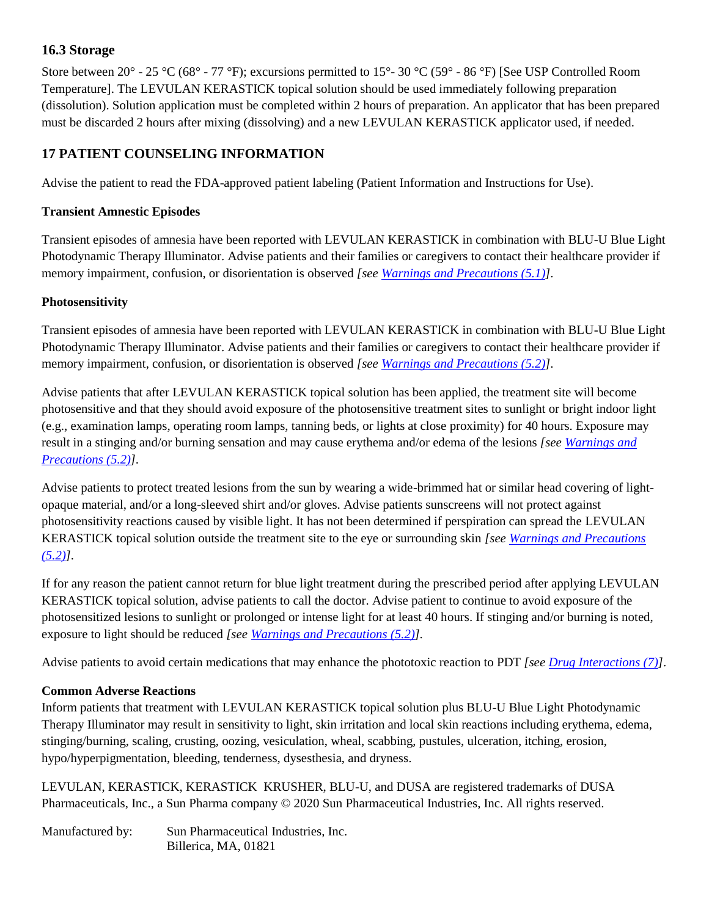### 16.3 Storage

Store between 20° - 25 °C (68° - 77 °F); excursions permitted to 15°- 30 °C (59° - 86 °F) [See USP Controlled Room Temperature]. The LEVULAN KERASTICK topical solution should be used immediately following preparation (dissolution). Solution application must be completed within 2 hours of preparation. An applicator that has been prepared must be discarded 2 hours after mixing (dissolving) and a new LEVULAN KERASTICK applicator used, if needed.

## 17 PATIENT COUNSELING INFORMATION

Advise the patient to read the FDA-approved patient labeling (Patient Information and Instructions for Use).

**Transient Amnestic Episodes**

Transient episodes of amnesia have been reported with LEVULAN KERASTICK in combination with BLU-U Blue Light Photodynamic Therapy Illuminator. Advise patients and their families or caregivers to contact their healthcare provider if memory impairment, confusion, or disorientation is observed *[see Warnings and Precautions (5.1)]*.

**Photosensitivity**

Transient episodes of amnesia have been reported with LEVULAN KERASTICK in combination with BLU-U Blue Light Photodynamic Therapy Illuminator. Advise patients and their families or caregivers to contact their healthcare provider if memory impairment, confusion, or disorientation is observed *[see Warnings and Precautions (5.2)]*.

Advise patients that after LEVULAN KERASTICK topical solution has been applied, the treatment site will become photosensitive and that they should avoid exposure of the photosensitive treatment sites to sunlight or bright indoor light (e.g., examination lamps, operating room lamps, tanning beds, or lights at close proximity) for 40 hours. Exposure may result in a stinging and/or burning sensation and may cause erythema and/or edema of the lesions *[see Warnings and Precautions (5.2)]*.

Advise patients to protect treated lesions from the sun by wearing a wide-brimmed hat or similar head covering of light-opaque material, and/or a long-sleeved shirt and/or gloves. Advise patients sunscreens will not protect against photosensitivity reactions caused by visible light. It has not been determined if perspiration can spread the LEVULAN KERASTICK topical solution outside the treatment site to the eye or surrounding skin *[see Warnings and Precautions (5.2)]*.

If for any reason the patient cannot return for blue light treatment during the prescribed period after applying LEVULAN KERASTICK topical solution, advise patients to call the doctor. Advise patient to continue to avoid exposure of the photosensitized lesions to sunlight or prolonged or intense light for at least 40 hours. If stinging and/or burning is noted, exposure to light should be reduced *[see Warnings and Precautions (5.2)]*.

Advise patients to avoid certain medications that may enhance the phototoxic reaction to PDT *[see Drug Interactions (7)]*.

**Common Adverse Reactions**

Inform patients that treatment with LEVULAN KERASTICK topical solution plus BLU-U Blue Light Photodynamic Therapy Illuminator may result in sensitivity to light, skin irritation and local skin reactions including erythema, edema, stinging/burning, scaling, crusting, oozing, vesiculation, wheal, scabbing, pustules, ulceration, itching, erosion, hypo/hyperpigmentation, bleeding, tenderness, dysesthesia, and dryness.

LEVULAN, KERASTICK, KERASTICK KRUSHER, BLU-U, and DUSA are registered trademarks of DUSA Pharmaceuticals, Inc., a Sun Pharma company © 2020 Sun Pharmaceutical Industries, Inc. All rights reserved.

Manufactured by: Sun Pharmaceutical Industries, Inc.
Billerica, MA, 01821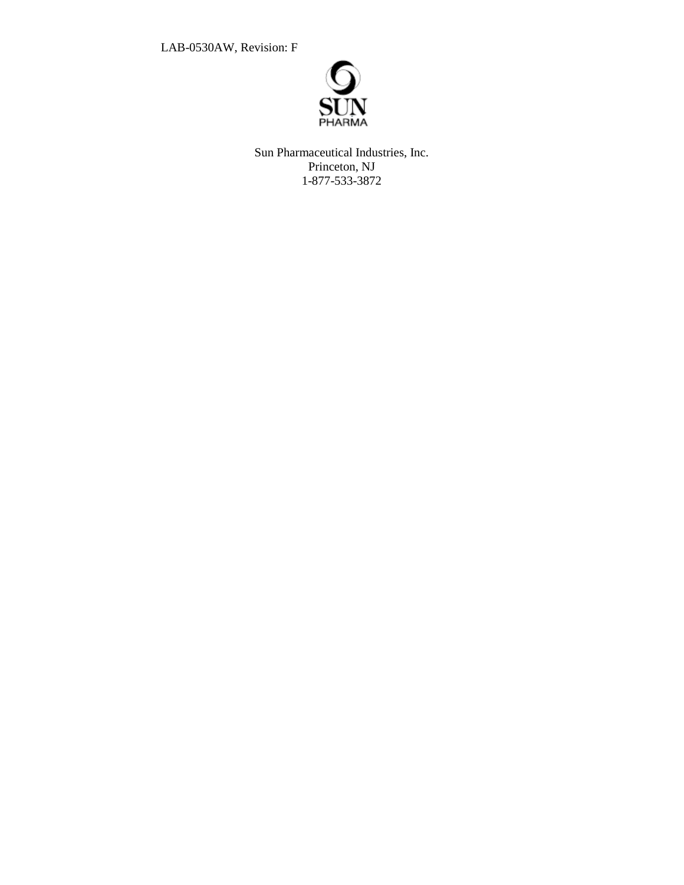LAB-0530AW, Revision: F

SUN
PHARMA

Sun Pharmaceutical Industries, Inc.
Princeton, NJ
1-877-533-3872